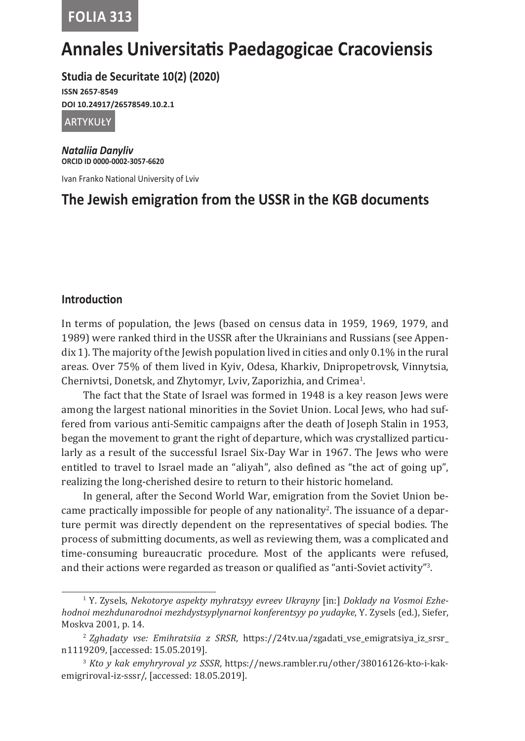FOLIA 313

# Annales Universitatis Paedagogicae Cracoviensis

**Studia de Securitate 10(2) (2020)**

**ISSN 2657-8549**

**DOI 10.24917/26578549.10.2.1**

ARTYKUŁY

***Nataliia Danyliv***

**ORCID ID 0000-0002-3057-6620**

Ivan Franko National University of Lviv

## The Jewish emigration from the USSR in the KGB documents

### Introduction

In terms of population, the Jews (based on census data in 1959, 1969, 1979, and 1989) were ranked third in the USSR after the Ukrainians and Russians (see Appendix 1). The majority of the Jewish population lived in cities and only 0.1% in the rural areas. Over 75% of them lived in Kyiv, Odesa, Kharkiv, Dnipropetrovsk, Vinnytsia, Chernivtsi, Donetsk, and Zhytomyr, Lviv, Zaporizhia, and Crimea[1].

The fact that the State of Israel was formed in 1948 is a key reason Jews were among the largest national minorities in the Soviet Union. Local Jews, who had suffered from various anti-Semitic campaigns after the death of Joseph Stalin in 1953, began the movement to grant the right of departure, which was crystallized particularly as a result of the successful Israel Six-Day War in 1967. The Jews who were entitled to travel to Israel made an "aliyah", also defined as "the act of going up", realizing the long-cherished desire to return to their historic homeland.

In general, after the Second World War, emigration from the Soviet Union became practically impossible for people of any nationality[2]. The issuance of a departure permit was directly dependent on the representatives of special bodies. The process of submitting documents, as well as reviewing them, was a complicated and time-consuming bureaucratic procedure. Most of the applicants were refused, and their actions were regarded as treason or qualified as "anti-Soviet activity"[3].

---

[1] Y. Zysels, *Nekotorye aspekty myhratsyy evreev Ukrayny* [in:] *Doklady na Vosmoi Ezhehodnoi mezhdunarodnoi mezhdystsyplynarnoi konferentsyy po yudayke*, Y. Zysels (ed.), Siefer, Moskva 2001, p. 14.

[2] *Zghadaty vse: Emihratsiia z SRSR*, https://24tv.ua/zgadati_vse_emigratsiya_iz_srsr_n1119209, [accessed: 15.05.2019].

[3] *Kto y kak emyhryroval yz SSSR*, https://news.rambler.ru/other/38016126-kto-i-kak-emigriroval-iz-sssr/, [accessed: 18.05.2019].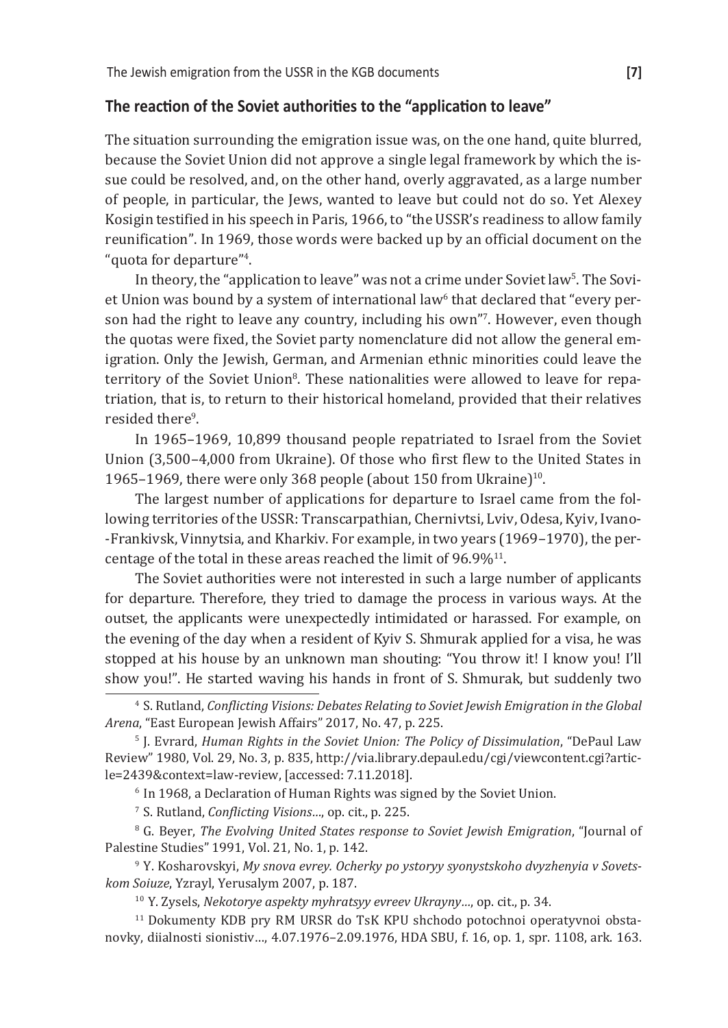## The reaction of the Soviet authorities to the "application to leave"

The situation surrounding the emigration issue was, on the one hand, quite blurred, because the Soviet Union did not approve a single legal framework by which the issue could be resolved, and, on the other hand, overly aggravated, as a large number of people, in particular, the Jews, wanted to leave but could not do so. Yet Alexey Kosigin testified in his speech in Paris, 1966, to "the USSR's readiness to allow family reunification". In 1969, those words were backed up by an official document on the "quota for departure"[4].

In theory, the "application to leave" was not a crime under Soviet law[5]. The Soviet Union was bound by a system of international law[6] that declared that "every person had the right to leave any country, including his own"[7]. However, even though the quotas were fixed, the Soviet party nomenclature did not allow the general emigration. Only the Jewish, German, and Armenian ethnic minorities could leave the territory of the Soviet Union[8]. These nationalities were allowed to leave for repatriation, that is, to return to their historical homeland, provided that their relatives resided there[9].

In 1965–1969, 10,899 thousand people repatriated to Israel from the Soviet Union (3,500–4,000 from Ukraine). Of those who first flew to the United States in 1965–1969, there were only 368 people (about 150 from Ukraine)[10].

The largest number of applications for departure to Israel came from the following territories of the USSR: Transcarpathian, Chernivtsi, Lviv, Odesa, Kyiv, Ivano-Frankivsk, Vinnytsia, and Kharkiv. For example, in two years (1969–1970), the percentage of the total in these areas reached the limit of 96.9%[11].

The Soviet authorities were not interested in such a large number of applicants for departure. Therefore, they tried to damage the process in various ways. At the outset, the applicants were unexpectedly intimidated or harassed. For example, on the evening of the day when a resident of Kyiv S. Shmurak applied for a visa, he was stopped at his house by an unknown man shouting: "You throw it! I know you! I'll show you!". He started waving his hands in front of S. Shmurak, but suddenly two

---

[4] S. Rutland, *Conflicting Visions: Debates Relating to Soviet Jewish Emigration in the Global Arena*, "East European Jewish Affairs" 2017, No. 47, p. 225.

[5] J. Evrard, *Human Rights in the Soviet Union: The Policy of Dissimulation*, "DePaul Law Review" 1980, Vol. 29, No. 3, p. 835, http://via.library.depaul.edu/cgi/viewcontent.cgi?article=2439&context=law-review, [accessed: 7.11.2018].

[6] In 1968, a Declaration of Human Rights was signed by the Soviet Union.

[7] S. Rutland, *Conflicting Visions…*, op. cit., p. 225.

[8] G. Beyer, *The Evolving United States response to Soviet Jewish Emigration*, "Journal of Palestine Studies" 1991, Vol. 21, No. 1, p. 142.

[9] Y. Kosharovskyi, *My snova evrey. Ocherky po ystoryy syonystskoho dvyzhenyia v Sovetskom Soiuze*, Yzrayl, Yerusalym 2007, p. 187.

[10] Y. Zysels, *Nekotorye aspekty myhratsyy evreev Ukrayny…*, op. cit., p. 34.

[11] Dokumenty KDB pry RM URSR do TsK KPU shchodo potochnoi operatyvnoi obstanovky, diialnosti sionistiv…, 4.07.1976–2.09.1976, HDA SBU, f. 16, op. 1, spr. 1108, ark. 163.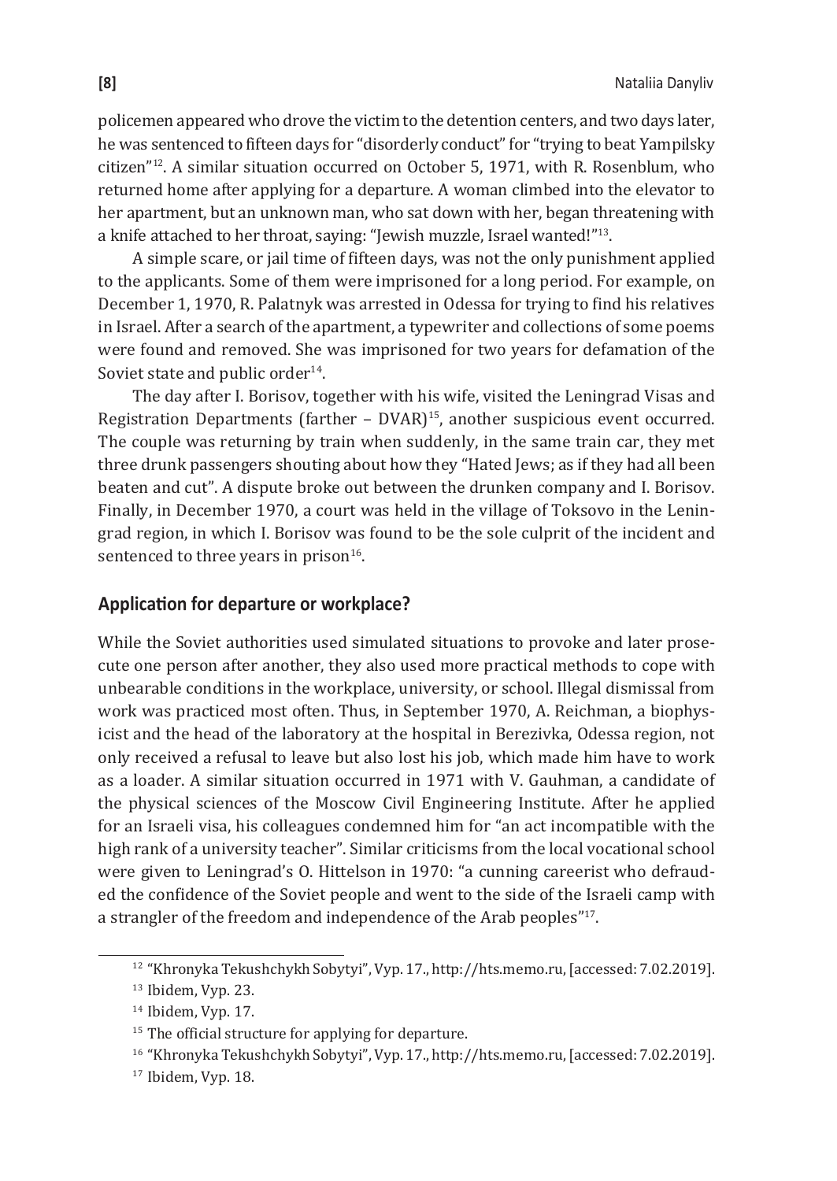policemen appeared who drove the victim to the detention centers, and two days later, he was sentenced to fifteen days for "disorderly conduct" for "trying to beat Yampilsky citizen"[12]. A similar situation occurred on October 5, 1971, with R. Rosenblum, who returned home after applying for a departure. A woman climbed into the elevator to her apartment, but an unknown man, who sat down with her, began threatening with a knife attached to her throat, saying: "Jewish muzzle, Israel wanted!"[13].

A simple scare, or jail time of fifteen days, was not the only punishment applied to the applicants. Some of them were imprisoned for a long period. For example, on December 1, 1970, R. Palatnyk was arrested in Odessa for trying to find his relatives in Israel. After a search of the apartment, a typewriter and collections of some poems were found and removed. She was imprisoned for two years for defamation of the Soviet state and public order[14].

The day after I. Borisov, together with his wife, visited the Leningrad Visas and Registration Departments (farther – DVAR)[15], another suspicious event occurred. The couple was returning by train when suddenly, in the same train car, they met three drunk passengers shouting about how they "Hated Jews; as if they had all been beaten and cut". A dispute broke out between the drunken company and I. Borisov. Finally, in December 1970, a court was held in the village of Toksovo in the Leningrad region, in which I. Borisov was found to be the sole culprit of the incident and sentenced to three years in prison[16].

## Application for departure or workplace?

While the Soviet authorities used simulated situations to provoke and later prosecute one person after another, they also used more practical methods to cope with unbearable conditions in the workplace, university, or school. Illegal dismissal from work was practiced most often. Thus, in September 1970, A. Reichman, a biophysicist and the head of the laboratory at the hospital in Berezivka, Odessa region, not only received a refusal to leave but also lost his job, which made him have to work as a loader. A similar situation occurred in 1971 with V. Gauhman, a candidate of the physical sciences of the Moscow Civil Engineering Institute. After he applied for an Israeli visa, his colleagues condemned him for "an act incompatible with the high rank of a university teacher". Similar criticisms from the local vocational school were given to Leningrad's O. Hittelson in 1970: "a cunning careerist who defrauded the confidence of the Soviet people and went to the side of the Israeli camp with a strangler of the freedom and independence of the Arab peoples"[17].

---

[12] "Khronyka Tekushchykh Sobytyi", Vyp. 17., http://hts.memo.ru, [accessed: 7.02.2019].

[13] Ibidem, Vyp. 23.

[14] Ibidem, Vyp. 17.

[15] The official structure for applying for departure.

[16] "Khronyka Tekushchykh Sobytyi", Vyp. 17., http://hts.memo.ru, [accessed: 7.02.2019].

[17] Ibidem, Vyp. 18.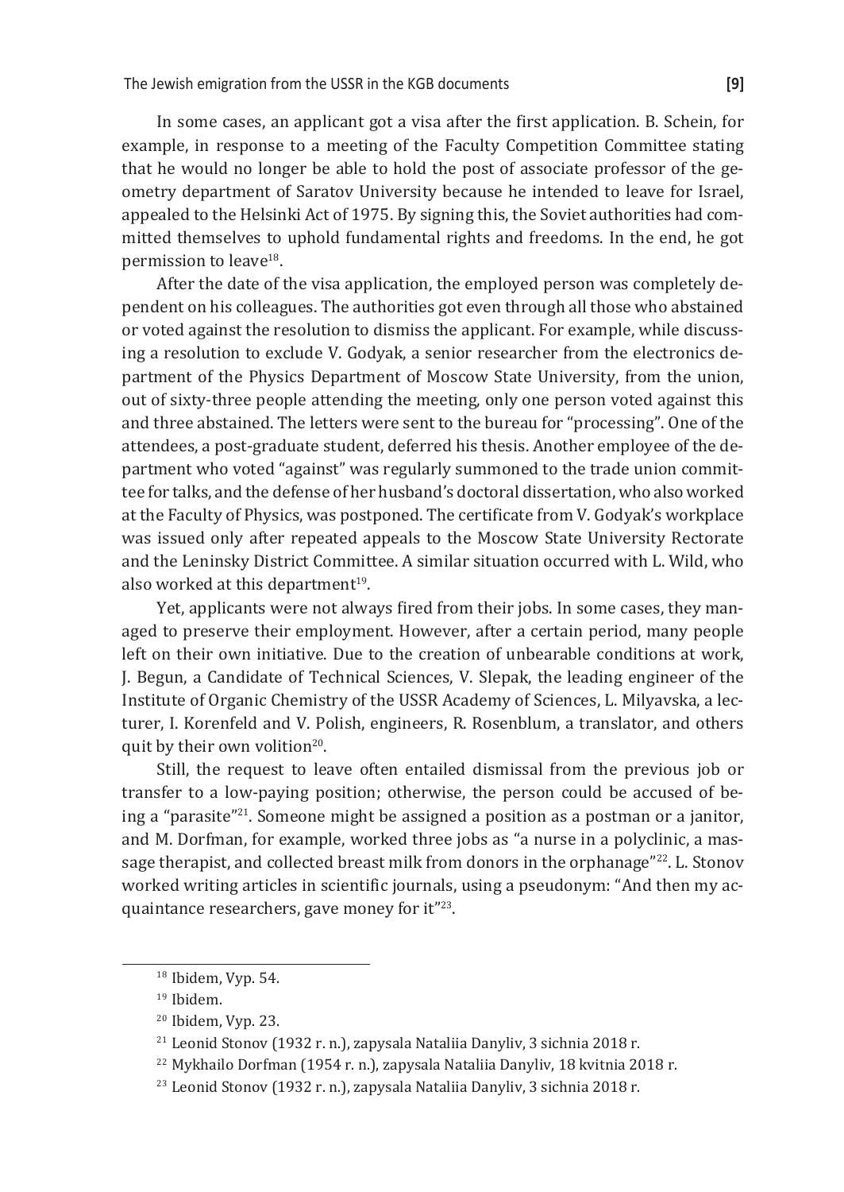In some cases, an applicant got a visa after the first application. B. Schein, for example, in response to a meeting of the Faculty Competition Committee stating that he would no longer be able to hold the post of associate professor of the geometry department of Saratov University because he intended to leave for Israel, appealed to the Helsinki Act of 1975. By signing this, the Soviet authorities had committed themselves to uphold fundamental rights and freedoms. In the end, he got permission to leave[18].

After the date of the visa application, the employed person was completely dependent on his colleagues. The authorities got even through all those who abstained or voted against the resolution to dismiss the applicant. For example, while discussing a resolution to exclude V. Godyak, a senior researcher from the electronics department of the Physics Department of Moscow State University, from the union, out of sixty-three people attending the meeting, only one person voted against this and three abstained. The letters were sent to the bureau for "processing". One of the attendees, a post-graduate student, deferred his thesis. Another employee of the department who voted "against" was regularly summoned to the trade union committee for talks, and the defense of her husband's doctoral dissertation, who also worked at the Faculty of Physics, was postponed. The certificate from V. Godyak's workplace was issued only after repeated appeals to the Moscow State University Rectorate and the Leninsky District Committee. A similar situation occurred with L. Wild, who also worked at this department[19].

Yet, applicants were not always fired from their jobs. In some cases, they managed to preserve their employment. However, after a certain period, many people left on their own initiative. Due to the creation of unbearable conditions at work, J. Begun, a Candidate of Technical Sciences, V. Slepak, the leading engineer of the Institute of Organic Chemistry of the USSR Academy of Sciences, L. Milyavska, a lecturer, I. Korenfeld and V. Polish, engineers, R. Rosenblum, a translator, and others quit by their own volition[20].

Still, the request to leave often entailed dismissal from the previous job or transfer to a low-paying position; otherwise, the person could be accused of being a "parasite"[21]. Someone might be assigned a position as a postman or a janitor, and M. Dorfman, for example, worked three jobs as "a nurse in a polyclinic, a massage therapist, and collected breast milk from donors in the orphanage"[22]. L. Stonov worked writing articles in scientific journals, using a pseudonym: "And then my acquaintance researchers, gave money for it"[23].

---

[18] Ibidem, Vyp. 54.

[19] Ibidem.

[20] Ibidem, Vyp. 23.

[21] Leonid Stonov (1932 r. n.), zapysala Nataliia Danyliv, 3 sichnia 2018 r.

[22] Mykhailo Dorfman (1954 r. n.), zapysala Nataliia Danyliv, 18 kvitnia 2018 r.

[23] Leonid Stonov (1932 r. n.), zapysala Nataliia Danyliv, 3 sichnia 2018 r.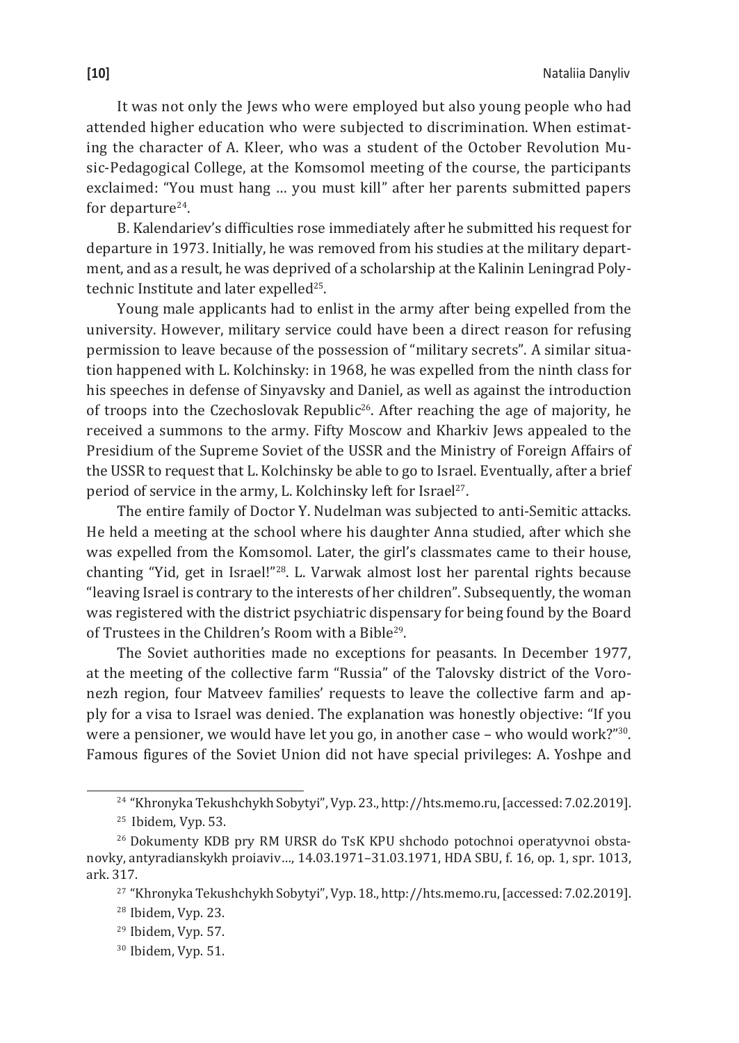It was not only the Jews who were employed but also young people who had attended higher education who were subjected to discrimination. When estimating the character of A. Kleer, who was a student of the October Revolution Music-Pedagogical College, at the Komsomol meeting of the course, the participants exclaimed: "You must hang ... you must kill" after her parents submitted papers for departure[24].

B. Kalendariev's difficulties rose immediately after he submitted his request for departure in 1973. Initially, he was removed from his studies at the military department, and as a result, he was deprived of a scholarship at the Kalinin Leningrad Polytechnic Institute and later expelled[25].

Young male applicants had to enlist in the army after being expelled from the university. However, military service could have been a direct reason for refusing permission to leave because of the possession of "military secrets". A similar situation happened with L. Kolchinsky: in 1968, he was expelled from the ninth class for his speeches in defense of Sinyavsky and Daniel, as well as against the introduction of troops into the Czechoslovak Republic[26]. After reaching the age of majority, he received a summons to the army. Fifty Moscow and Kharkiv Jews appealed to the Presidium of the Supreme Soviet of the USSR and the Ministry of Foreign Affairs of the USSR to request that L. Kolchinsky be able to go to Israel. Eventually, after a brief period of service in the army, L. Kolchinsky left for Israel[27].

The entire family of Doctor Y. Nudelman was subjected to anti-Semitic attacks. He held a meeting at the school where his daughter Anna studied, after which she was expelled from the Komsomol. Later, the girl's classmates came to their house, chanting "Yid, get in Israel!"[28]. L. Varwak almost lost her parental rights because "leaving Israel is contrary to the interests of her children". Subsequently, the woman was registered with the district psychiatric dispensary for being found by the Board of Trustees in the Children's Room with a Bible[29].

The Soviet authorities made no exceptions for peasants. In December 1977, at the meeting of the collective farm "Russia" of the Talovsky district of the Voronezh region, four Matveev families' requests to leave the collective farm and apply for a visa to Israel was denied. The explanation was honestly objective: "If you were a pensioner, we would have let you go, in another case – who would work?"[30]. Famous figures of the Soviet Union did not have special privileges: A. Yoshpe and

---

[24] "Khronyka Tekushchykh Sobytyi", Vyp. 23., http://hts.memo.ru, [accessed: 7.02.2019].

[25] Ibidem, Vyp. 53.

[26] Dokumenty KDB pry RM URSR do TsK KPU shchodo potochnoi operatyvnoi obstanovky, antyradianskykh proiaviv..., 14.03.1971–31.03.1971, HDA SBU, f. 16, op. 1, spr. 1013, ark. 317.

[27] "Khronyka Tekushchykh Sobytyi", Vyp. 18., http://hts.memo.ru, [accessed: 7.02.2019].

[28] Ibidem, Vyp. 23.

[29] Ibidem, Vyp. 57.

[30] Ibidem, Vyp. 51.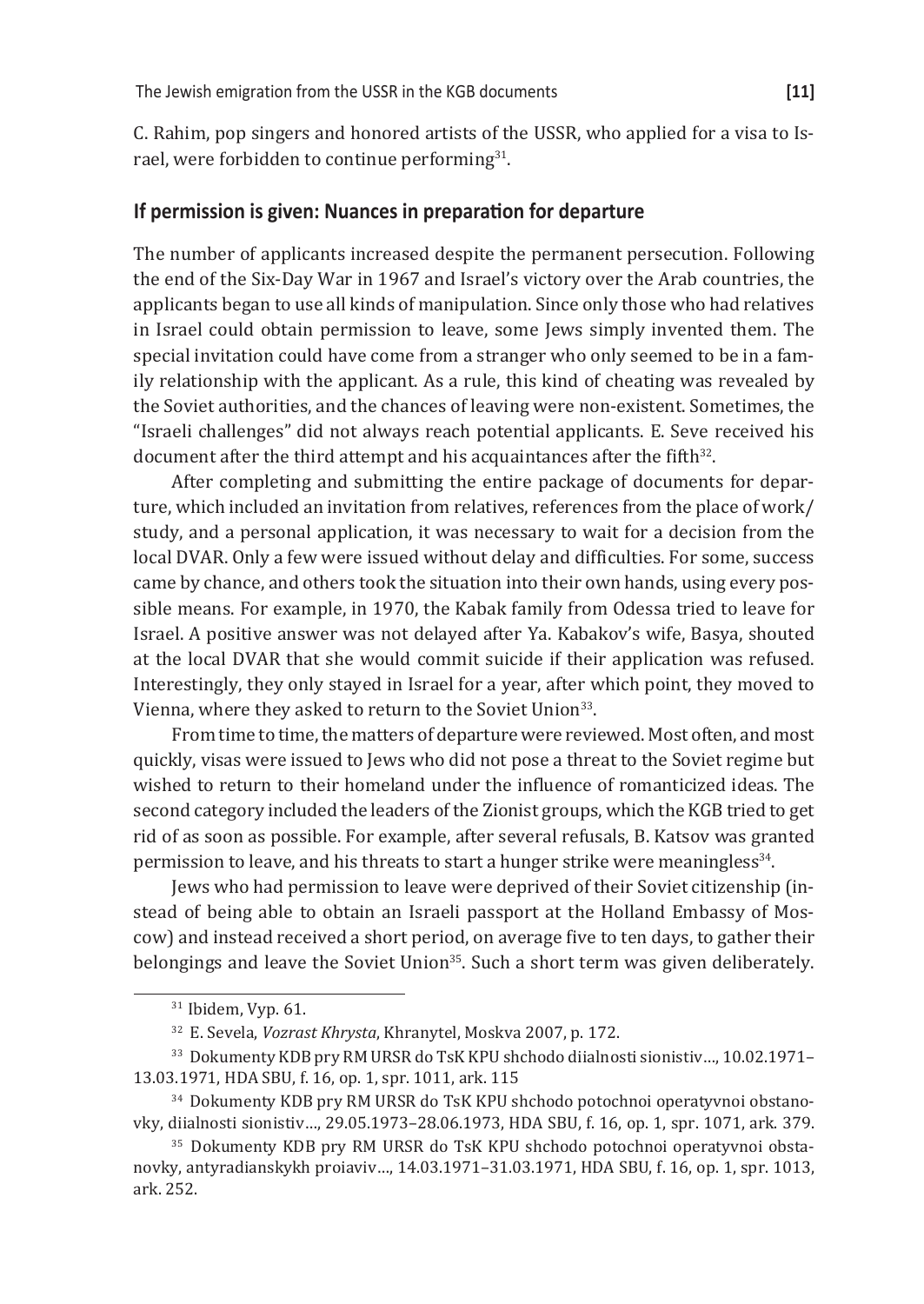C. Rahim, pop singers and honored artists of the USSR, who applied for a visa to Israel, were forbidden to continue performing[31].

## If permission is given: Nuances in preparation for departure

The number of applicants increased despite the permanent persecution. Following the end of the Six-Day War in 1967 and Israel's victory over the Arab countries, the applicants began to use all kinds of manipulation. Since only those who had relatives in Israel could obtain permission to leave, some Jews simply invented them. The special invitation could have come from a stranger who only seemed to be in a family relationship with the applicant. As a rule, this kind of cheating was revealed by the Soviet authorities, and the chances of leaving were non-existent. Sometimes, the "Israeli challenges" did not always reach potential applicants. E. Seve received his document after the third attempt and his acquaintances after the fifth[32].

After completing and submitting the entire package of documents for departure, which included an invitation from relatives, references from the place of work/study, and a personal application, it was necessary to wait for a decision from the local DVAR. Only a few were issued without delay and difficulties. For some, success came by chance, and others took the situation into their own hands, using every possible means. For example, in 1970, the Kabak family from Odessa tried to leave for Israel. A positive answer was not delayed after Ya. Kabakov's wife, Basya, shouted at the local DVAR that she would commit suicide if their application was refused. Interestingly, they only stayed in Israel for a year, after which point, they moved to Vienna, where they asked to return to the Soviet Union[33].

From time to time, the matters of departure were reviewed. Most often, and most quickly, visas were issued to Jews who did not pose a threat to the Soviet regime but wished to return to their homeland under the influence of romanticized ideas. The second category included the leaders of the Zionist groups, which the KGB tried to get rid of as soon as possible. For example, after several refusals, B. Katsov was granted permission to leave, and his threats to start a hunger strike were meaningless[34].

Jews who had permission to leave were deprived of their Soviet citizenship (instead of being able to obtain an Israeli passport at the Holland Embassy of Moscow) and instead received a short period, on average five to ten days, to gather their belongings and leave the Soviet Union[35]. Such a short term was given deliberately.

---

[31] Ibidem, Vyp. 61.

[32] E. Sevela, *Vozrast Khrysta*, Khranytel, Moskva 2007, p. 172.

[33] Dokumenty KDB pry RM URSR do TsK KPU shchodo diialnosti sionistiv…, 10.02.1971–13.03.1971, HDA SBU, f. 16, op. 1, spr. 1011, ark. 115

[34] Dokumenty KDB pry RM URSR do TsK KPU shchodo potochnoi operatyvnoi obstanovky, diialnosti sionistiv…, 29.05.1973–28.06.1973, HDA SBU, f. 16, op. 1, spr. 1071, ark. 379.

[35] Dokumenty KDB pry RM URSR do TsK KPU shchodo potochnoi operatyvnoi obstanovky, antyradianskykh proiaviv…, 14.03.1971–31.03.1971, HDA SBU, f. 16, op. 1, spr. 1013, ark. 252.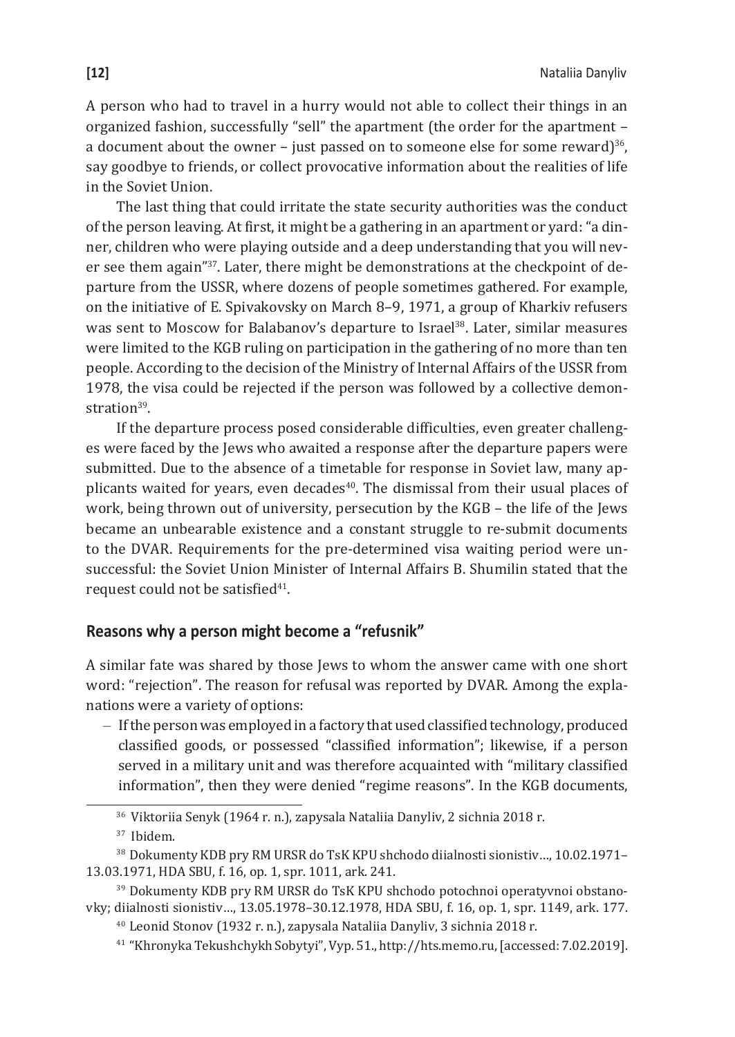A person who had to travel in a hurry would not able to collect their things in an organized fashion, successfully "sell" the apartment (the order for the apartment – a document about the owner – just passed on to someone else for some reward)[36], say goodbye to friends, or collect provocative information about the realities of life in the Soviet Union.

The last thing that could irritate the state security authorities was the conduct of the person leaving. At first, it might be a gathering in an apartment or yard: "a dinner, children who were playing outside and a deep understanding that you will never see them again"[37]. Later, there might be demonstrations at the checkpoint of departure from the USSR, where dozens of people sometimes gathered. For example, on the initiative of E. Spivakovsky on March 8–9, 1971, a group of Kharkiv refusers was sent to Moscow for Balabanov's departure to Israel[38]. Later, similar measures were limited to the KGB ruling on participation in the gathering of no more than ten people. According to the decision of the Ministry of Internal Affairs of the USSR from 1978, the visa could be rejected if the person was followed by a collective demonstration[39].

If the departure process posed considerable difficulties, even greater challenges were faced by the Jews who awaited a response after the departure papers were submitted. Due to the absence of a timetable for response in Soviet law, many applicants waited for years, even decades[40]. The dismissal from their usual places of work, being thrown out of university, persecution by the KGB – the life of the Jews became an unbearable existence and a constant struggle to re-submit documents to the DVAR. Requirements for the pre-determined visa waiting period were unsuccessful: the Soviet Union Minister of Internal Affairs B. Shumilin stated that the request could not be satisfied[41].

## Reasons why a person might become a "refusnik"

A similar fate was shared by those Jews to whom the answer came with one short word: "rejection". The reason for refusal was reported by DVAR. Among the explanations were a variety of options:

- If the person was employed in a factory that used classified technology, produced classified goods, or possessed "classified information"; likewise, if a person served in a military unit and was therefore acquainted with "military classified information", then they were denied "regime reasons". In the KGB documents,

---

[36] Viktoriia Senyk (1964 r. n.), zapysala Nataliia Danyliv, 2 sichnia 2018 r.

[37] Ibidem.

[38] Dokumenty KDB pry RM URSR do TsK KPU shchodo diialnosti sionistiv…, 10.02.1971–13.03.1971, HDA SBU, f. 16, op. 1, spr. 1011, ark. 241.

[39] Dokumenty KDB pry RM URSR do TsK KPU shchodo potochnoi operatyvnoi obstanovky; diialnosti sionistiv…, 13.05.1978–30.12.1978, HDA SBU, f. 16, op. 1, spr. 1149, ark. 177.

[40] Leonid Stonov (1932 r. n.), zapysala Nataliia Danyliv, 3 sichnia 2018 r.

[41] "Khronyka Tekushchykh Sobytyi", Vyp. 51., http://hts.memo.ru, [accessed: 7.02.2019].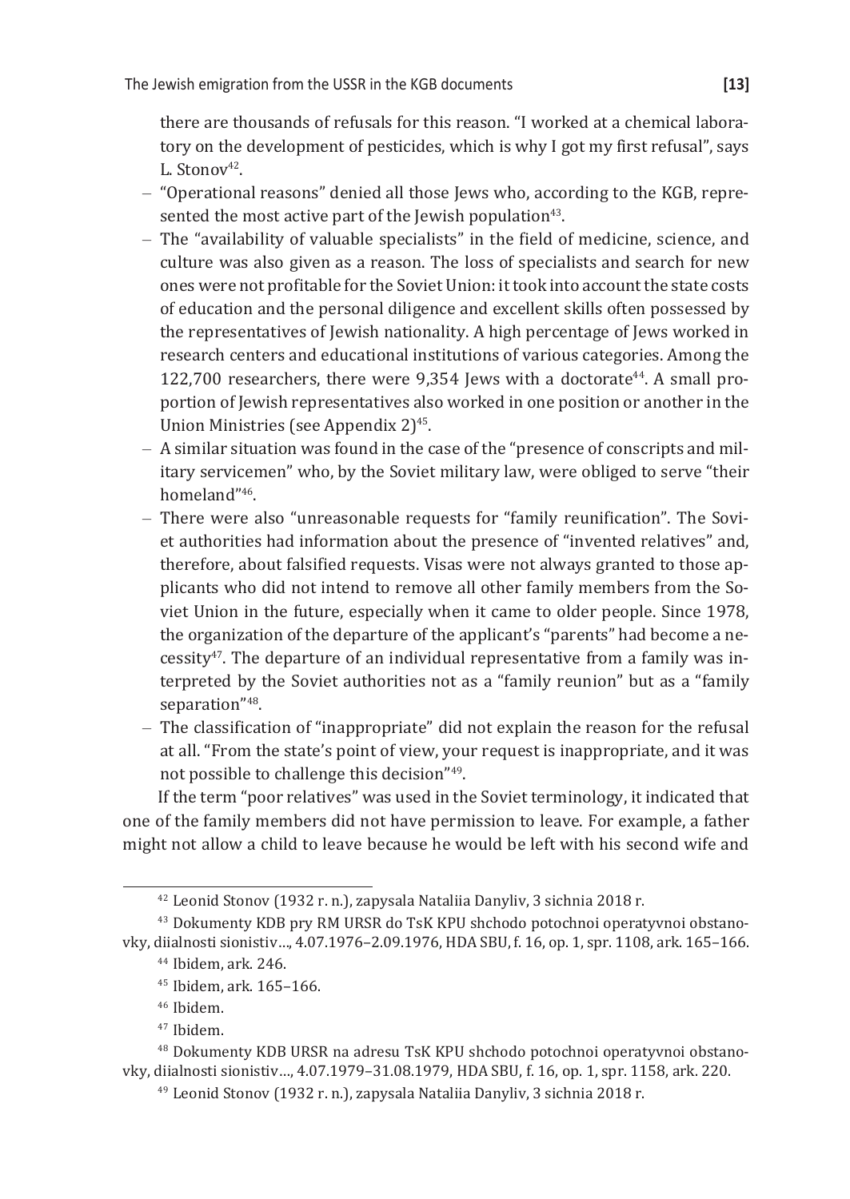there are thousands of refusals for this reason. "I worked at a chemical laboratory on the development of pesticides, which is why I got my first refusal", says L. Stonov[42].

- "Operational reasons" denied all those Jews who, according to the KGB, represented the most active part of the Jewish population[43].
- The "availability of valuable specialists" in the field of medicine, science, and culture was also given as a reason. The loss of specialists and search for new ones were not profitable for the Soviet Union: it took into account the state costs of education and the personal diligence and excellent skills often possessed by the representatives of Jewish nationality. A high percentage of Jews worked in research centers and educational institutions of various categories. Among the 122,700 researchers, there were 9,354 Jews with a doctorate[44]. A small proportion of Jewish representatives also worked in one position or another in the Union Ministries (see Appendix 2)[45].
- A similar situation was found in the case of the "presence of conscripts and military servicemen" who, by the Soviet military law, were obliged to serve "their homeland"[46].
- There were also "unreasonable requests for "family reunification". The Soviet authorities had information about the presence of "invented relatives" and, therefore, about falsified requests. Visas were not always granted to those applicants who did not intend to remove all other family members from the Soviet Union in the future, especially when it came to older people. Since 1978, the organization of the departure of the applicant's "parents" had become a necessity[47]. The departure of an individual representative from a family was interpreted by the Soviet authorities not as a "family reunion" but as a "family separation"[48].
- The classification of "inappropriate" did not explain the reason for the refusal at all. "From the state's point of view, your request is inappropriate, and it was not possible to challenge this decision"[49].

If the term "poor relatives" was used in the Soviet terminology, it indicated that one of the family members did not have permission to leave. For example, a father might not allow a child to leave because he would be left with his second wife and

---

[42] Leonid Stonov (1932 r. n.), zapysala Nataliia Danyliv, 3 sichnia 2018 r.

[43] Dokumenty KDB pry RM URSR do TsK KPU shchodo potochnoi operatyvnoi obstanovky, diialnosti sionistiv…, 4.07.1976–2.09.1976, HDA SBU, f. 16, op. 1, spr. 1108, ark. 165–166.

[44] Ibidem, ark. 246.

[45] Ibidem, ark. 165–166.

[46] Ibidem.

[47] Ibidem.

[48] Dokumenty KDB URSR na adresu TsK KPU shchodo potochnoi operatyvnoi obstanovky, diialnosti sionistiv…, 4.07.1979–31.08.1979, HDA SBU, f. 16, op. 1, spr. 1158, ark. 220.

[49] Leonid Stonov (1932 r. n.), zapysala Nataliia Danyliv, 3 sichnia 2018 r.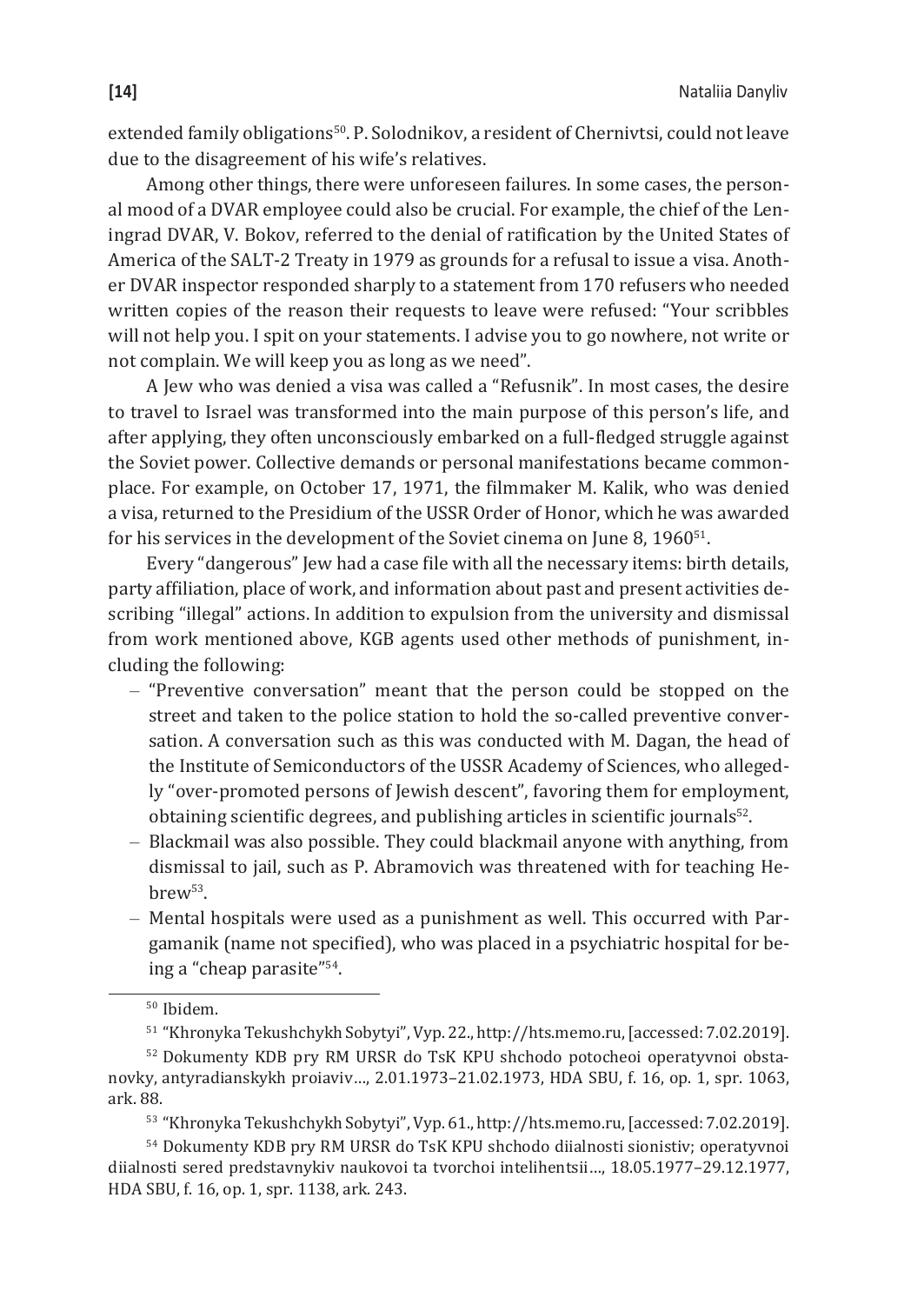extended family obligations[50]. P. Solodnikov, a resident of Chernivtsi, could not leave due to the disagreement of his wife's relatives.

Among other things, there were unforeseen failures. In some cases, the personal mood of a DVAR employee could also be crucial. For example, the chief of the Leningrad DVAR, V. Bokov, referred to the denial of ratification by the United States of America of the SALT-2 Treaty in 1979 as grounds for a refusal to issue a visa. Another DVAR inspector responded sharply to a statement from 170 refusers who needed written copies of the reason their requests to leave were refused: "Your scribbles will not help you. I spit on your statements. I advise you to go nowhere, not write or not complain. We will keep you as long as we need".

A Jew who was denied a visa was called a "Refusnik". In most cases, the desire to travel to Israel was transformed into the main purpose of this person's life, and after applying, they often unconsciously embarked on a full-fledged struggle against the Soviet power. Collective demands or personal manifestations became commonplace. For example, on October 17, 1971, the filmmaker M. Kalik, who was denied a visa, returned to the Presidium of the USSR Order of Honor, which he was awarded for his services in the development of the Soviet cinema on June 8, 1960[51].

Every "dangerous" Jew had a case file with all the necessary items: birth details, party affiliation, place of work, and information about past and present activities describing "illegal" actions. In addition to expulsion from the university and dismissal from work mentioned above, KGB agents used other methods of punishment, including the following:

- "Preventive conversation" meant that the person could be stopped on the street and taken to the police station to hold the so-called preventive conversation. A conversation such as this was conducted with M. Dagan, the head of the Institute of Semiconductors of the USSR Academy of Sciences, who allegedly "over-promoted persons of Jewish descent", favoring them for employment, obtaining scientific degrees, and publishing articles in scientific journals[52].
- Blackmail was also possible. They could blackmail anyone with anything, from dismissal to jail, such as P. Abramovich was threatened with for teaching Hebrew[53].
- Mental hospitals were used as a punishment as well. This occurred with Pargamanik (name not specified), who was placed in a psychiatric hospital for being a "cheap parasite"[54].

---

[50] Ibidem.

[51] "Khronyka Tekushchykh Sobytyi", Vyp. 22., http://hts.memo.ru, [accessed: 7.02.2019].

[52] Dokumenty KDB pry RM URSR do TsK KPU shchodo potocheoi operatyvnoi obstanovky, antyradianskykh proiaviv…, 2.01.1973–21.02.1973, HDA SBU, f. 16, op. 1, spr. 1063, ark. 88.

[53] "Khronyka Tekushchykh Sobytyi", Vyp. 61., http://hts.memo.ru, [accessed: 7.02.2019].

[54] Dokumenty KDB pry RM URSR do TsK KPU shchodo diialnosti sionistiv; operatyvnoi diialnosti sered predstavnykiv naukovoi ta tvorchoi intelihentsii…, 18.05.1977–29.12.1977, HDA SBU, f. 16, op. 1, spr. 1138, ark. 243.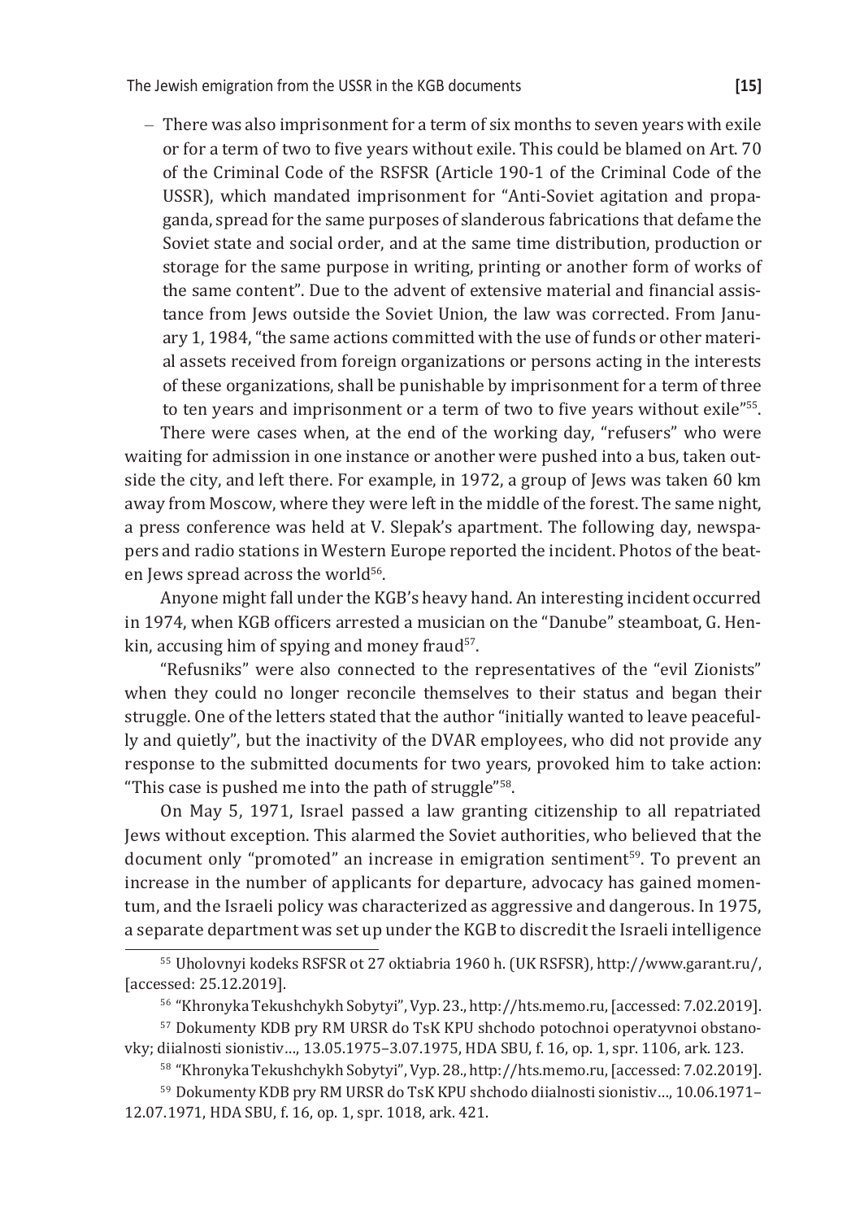– There was also imprisonment for a term of six months to seven years with exile or for a term of two to five years without exile. This could be blamed on Art. 70 of the Criminal Code of the RSFSR (Article 190-1 of the Criminal Code of the USSR), which mandated imprisonment for "Anti-Soviet agitation and propaganda, spread for the same purposes of slanderous fabrications that defame the Soviet state and social order, and at the same time distribution, production or storage for the same purpose in writing, printing or another form of works of the same content". Due to the advent of extensive material and financial assistance from Jews outside the Soviet Union, the law was corrected. From January 1, 1984, "the same actions committed with the use of funds or other material assets received from foreign organizations or persons acting in the interests of these organizations, shall be punishable by imprisonment for a term of three to ten years and imprisonment or a term of two to five years without exile"[55].

There were cases when, at the end of the working day, "refusers" who were waiting for admission in one instance or another were pushed into a bus, taken outside the city, and left there. For example, in 1972, a group of Jews was taken 60 km away from Moscow, where they were left in the middle of the forest. The same night, a press conference was held at V. Slepak's apartment. The following day, newspapers and radio stations in Western Europe reported the incident. Photos of the beaten Jews spread across the world[56].

Anyone might fall under the KGB's heavy hand. An interesting incident occurred in 1974, when KGB officers arrested a musician on the "Danube" steamboat, G. Henkin, accusing him of spying and money fraud[57].

"Refusniks" were also connected to the representatives of the "evil Zionists" when they could no longer reconcile themselves to their status and began their struggle. One of the letters stated that the author "initially wanted to leave peacefully and quietly", but the inactivity of the DVAR employees, who did not provide any response to the submitted documents for two years, provoked him to take action: "This case is pushed me into the path of struggle"[58].

On May 5, 1971, Israel passed a law granting citizenship to all repatriated Jews without exception. This alarmed the Soviet authorities, who believed that the document only "promoted" an increase in emigration sentiment[59]. To prevent an increase in the number of applicants for departure, advocacy has gained momentum, and the Israeli policy was characterized as aggressive and dangerous. In 1975, a separate department was set up under the KGB to discredit the Israeli intelligence

---

[55] Uholovnyi kodeks RSFSR ot 27 oktiabria 1960 h. (UK RSFSR), http://www.garant.ru/, [accessed: 25.12.2019].

[56] "Khronyka Tekushchykh Sobytyi", Vyp. 23., http://hts.memo.ru, [accessed: 7.02.2019].

[57] Dokumenty KDB pry RM URSR do TsK KPU shchodo potochnoi operatyvnoi obstanovky; diialnosti sionistiv…, 13.05.1975–3.07.1975, HDA SBU, f. 16, op. 1, spr. 1106, ark. 123.

[58] "Khronyka Tekushchykh Sobytyi", Vyp. 28., http://hts.memo.ru, [accessed: 7.02.2019].

[59] Dokumenty KDB pry RM URSR do TsK KPU shchodo diialnosti sionistiv…, 10.06.1971–12.07.1971, HDA SBU, f. 16, op. 1, spr. 1018, ark. 421.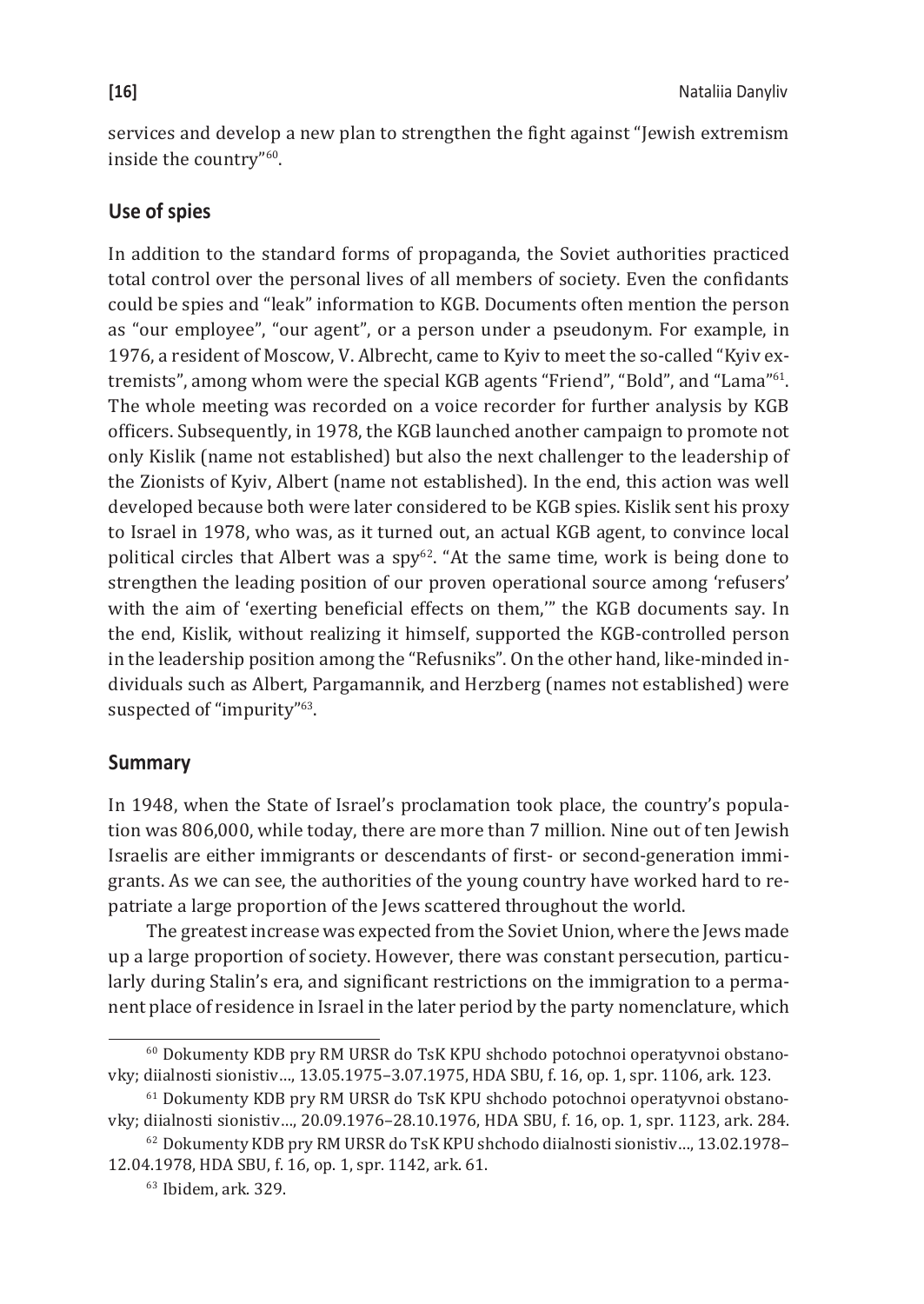services and develop a new plan to strengthen the fight against "Jewish extremism inside the country"[60].

## Use of spies

In addition to the standard forms of propaganda, the Soviet authorities practiced total control over the personal lives of all members of society. Even the confidants could be spies and "leak" information to KGB. Documents often mention the person as "our employee", "our agent", or a person under a pseudonym. For example, in 1976, a resident of Moscow, V. Albrecht, came to Kyiv to meet the so-called "Kyiv extremists", among whom were the special KGB agents "Friend", "Bold", and "Lama"[61]. The whole meeting was recorded on a voice recorder for further analysis by KGB officers. Subsequently, in 1978, the KGB launched another campaign to promote not only Kislik (name not established) but also the next challenger to the leadership of the Zionists of Kyiv, Albert (name not established). In the end, this action was well developed because both were later considered to be KGB spies. Kislik sent his proxy to Israel in 1978, who was, as it turned out, an actual KGB agent, to convince local political circles that Albert was a spy[62]. "At the same time, work is being done to strengthen the leading position of our proven operational source among 'refusers' with the aim of 'exerting beneficial effects on them,'" the KGB documents say. In the end, Kislik, without realizing it himself, supported the KGB-controlled person in the leadership position among the "Refusniks". On the other hand, like-minded individuals such as Albert, Pargamannik, and Herzberg (names not established) were suspected of "impurity"[63].

## Summary

In 1948, when the State of Israel's proclamation took place, the country's population was 806,000, while today, there are more than 7 million. Nine out of ten Jewish Israelis are either immigrants or descendants of first- or second-generation immigrants. As we can see, the authorities of the young country have worked hard to repatriate a large proportion of the Jews scattered throughout the world.

The greatest increase was expected from the Soviet Union, where the Jews made up a large proportion of society. However, there was constant persecution, particularly during Stalin's era, and significant restrictions on the immigration to a permanent place of residence in Israel in the later period by the party nomenclature, which

---

[60] Dokumenty KDB pry RM URSR do TsK KPU shchodo potochnoi operatyvnoi obstanovky; diialnosti sionistiv…, 13.05.1975–3.07.1975, HDA SBU, f. 16, op. 1, spr. 1106, ark. 123.

[61] Dokumenty KDB pry RM URSR do TsK KPU shchodo potochnoi operatyvnoi obstanovky; diialnosti sionistiv…, 20.09.1976–28.10.1976, HDA SBU, f. 16, op. 1, spr. 1123, ark. 284.

[62] Dokumenty KDB pry RM URSR do TsK KPU shchodo diialnosti sionistiv…, 13.02.1978–12.04.1978, HDA SBU, f. 16, op. 1, spr. 1142, ark. 61.

[63] Ibidem, ark. 329.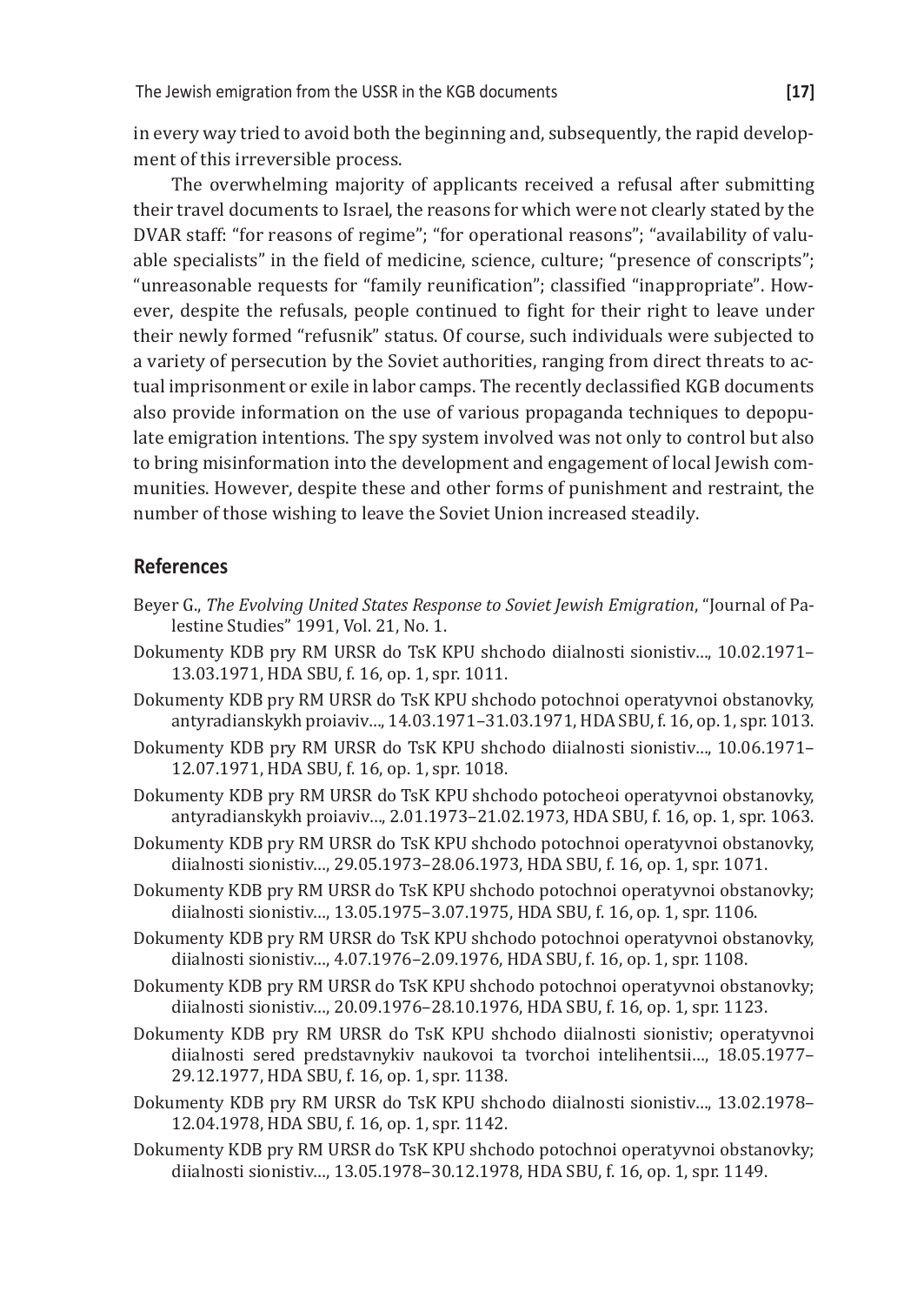in every way tried to avoid both the beginning and, subsequently, the rapid development of this irreversible process.

The overwhelming majority of applicants received a refusal after submitting their travel documents to Israel, the reasons for which were not clearly stated by the DVAR staff: "for reasons of regime"; "for operational reasons"; "availability of valuable specialists" in the field of medicine, science, culture; "presence of conscripts"; "unreasonable requests for "family reunification"; classified "inappropriate". However, despite the refusals, people continued to fight for their right to leave under their newly formed "refusnik" status. Of course, such individuals were subjected to a variety of persecution by the Soviet authorities, ranging from direct threats to actual imprisonment or exile in labor camps. The recently declassified KGB documents also provide information on the use of various propaganda techniques to depopulate emigration intentions. The spy system involved was not only to control but also to bring misinformation into the development and engagement of local Jewish communities. However, despite these and other forms of punishment and restraint, the number of those wishing to leave the Soviet Union increased steadily.

## References

Beyer G., *The Evolving United States Response to Soviet Jewish Emigration*, "Journal of Palestine Studies" 1991, Vol. 21, No. 1.

Dokumenty KDB pry RM URSR do TsK KPU shchodo diialnosti sionistiv…, 10.02.1971–13.03.1971, HDA SBU, f. 16, op. 1, spr. 1011.

Dokumenty KDB pry RM URSR do TsK KPU shchodo potochnoi operatyvnoi obstanovky, antyradianskykh proiaviv…, 14.03.1971–31.03.1971, HDA SBU, f. 16, op. 1, spr. 1013.

Dokumenty KDB pry RM URSR do TsK KPU shchodo diialnosti sionistiv…, 10.06.1971–12.07.1971, HDA SBU, f. 16, op. 1, spr. 1018.

Dokumenty KDB pry RM URSR do TsK KPU shchodo potocheoi operatyvnoi obstanovky, antyradianskykh proiaviv…, 2.01.1973–21.02.1973, HDA SBU, f. 16, op. 1, spr. 1063.

Dokumenty KDB pry RM URSR do TsK KPU shchodo potochnoi operatyvnoi obstanovky, diialnosti sionistiv…, 29.05.1973–28.06.1973, HDA SBU, f. 16, op. 1, spr. 1071.

Dokumenty KDB pry RM URSR do TsK KPU shchodo potochnoi operatyvnoi obstanovky; diialnosti sionistiv…, 13.05.1975–3.07.1975, HDA SBU, f. 16, op. 1, spr. 1106.

Dokumenty KDB pry RM URSR do TsK KPU shchodo potochnoi operatyvnoi obstanovky, diialnosti sionistiv…, 4.07.1976–2.09.1976, HDA SBU, f. 16, op. 1, spr. 1108.

Dokumenty KDB pry RM URSR do TsK KPU shchodo potochnoi operatyvnoi obstanovky; diialnosti sionistiv…, 20.09.1976–28.10.1976, HDA SBU, f. 16, op. 1, spr. 1123.

Dokumenty KDB pry RM URSR do TsK KPU shchodo diialnosti sionistiv; operatyvnoi diialnosti sered predstavnykiv naukovoi ta tvorchoi intelihentsii…, 18.05.1977–29.12.1977, HDA SBU, f. 16, op. 1, spr. 1138.

Dokumenty KDB pry RM URSR do TsK KPU shchodo diialnosti sionistiv…, 13.02.1978–12.04.1978, HDA SBU, f. 16, op. 1, spr. 1142.

Dokumenty KDB pry RM URSR do TsK KPU shchodo potochnoi operatyvnoi obstanovky; diialnosti sionistiv…, 13.05.1978–30.12.1978, HDA SBU, f. 16, op. 1, spr. 1149.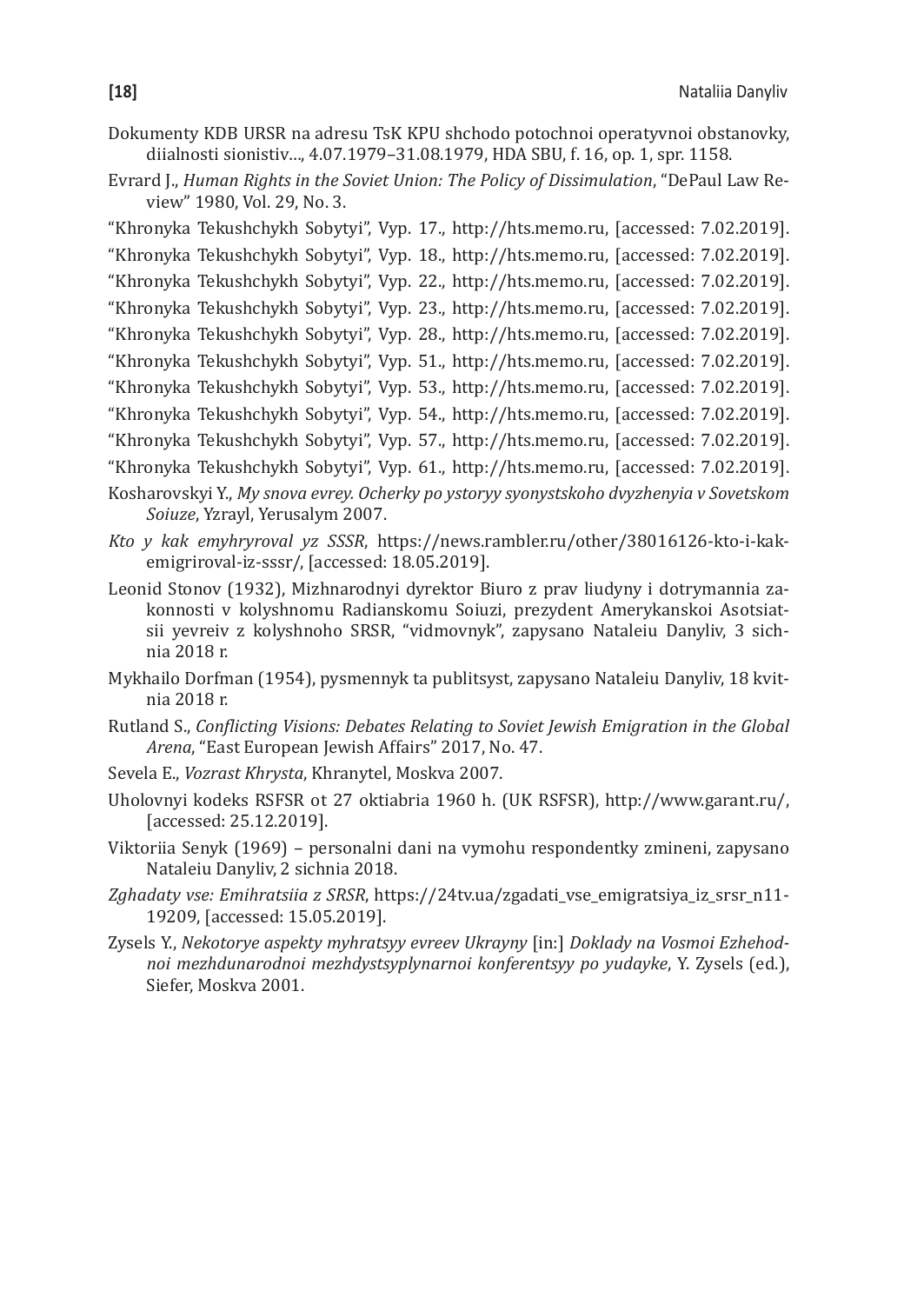Dokumenty KDB URSR na adresu TsK KPU shchodo potochnoi operatyvnoi obstanovky, diialnosti sionistiv…, 4.07.1979–31.08.1979, HDA SBU, f. 16, op. 1, spr. 1158.

Evrard J., *Human Rights in the Soviet Union: The Policy of Dissimulation*, "DePaul Law Review" 1980, Vol. 29, No. 3.

"Khronyka Tekushchykh Sobytyi", Vyp. 17., http://hts.memo.ru, [accessed: 7.02.2019].

"Khronyka Tekushchykh Sobytyi", Vyp. 18., http://hts.memo.ru, [accessed: 7.02.2019].

"Khronyka Tekushchykh Sobytyi", Vyp. 22., http://hts.memo.ru, [accessed: 7.02.2019].

"Khronyka Tekushchykh Sobytyi", Vyp. 23., http://hts.memo.ru, [accessed: 7.02.2019].

"Khronyka Tekushchykh Sobytyi", Vyp. 28., http://hts.memo.ru, [accessed: 7.02.2019].

"Khronyka Tekushchykh Sobytyi", Vyp. 51., http://hts.memo.ru, [accessed: 7.02.2019].

"Khronyka Tekushchykh Sobytyi", Vyp. 53., http://hts.memo.ru, [accessed: 7.02.2019].

"Khronyka Tekushchykh Sobytyi", Vyp. 54., http://hts.memo.ru, [accessed: 7.02.2019].

"Khronyka Tekushchykh Sobytyi", Vyp. 57., http://hts.memo.ru, [accessed: 7.02.2019].

"Khronyka Tekushchykh Sobytyi", Vyp. 61., http://hts.memo.ru, [accessed: 7.02.2019].

Kosharovskyi Y., *My snova evrey. Ocherky po ystoryy syonystskoho dvyzhenyia v Sovetskom Soiuze*, Yzrayl, Yerusalym 2007.

*Kto y kak emyhryroval yz SSSR*, https://news.rambler.ru/other/38016126-kto-i-kak-emigriroval-iz-sssr/, [accessed: 18.05.2019].

Leonid Stonov (1932), Mizhnarodnyi dyrektor Biuro z prav liudyny i dotrymannia zakonnosti v kolyshnomu Radianskomu Soiuzi, prezydent Amerykanskoi Asotsiatsii yevreiv z kolyshnoho SRSR, "vidmovnyk", zapysano Nataleiu Danyliv, 3 sichnia 2018 r.

Mykhailo Dorfman (1954), pysmennyk ta publitsyst, zapysano Nataleiu Danyliv, 18 kvitnia 2018 r.

Rutland S., *Conflicting Visions: Debates Relating to Soviet Jewish Emigration in the Global Arena*, "East European Jewish Affairs" 2017, No. 47.

Sevela E., *Vozrast Khrysta*, Khranytel, Moskva 2007.

Uholovnyi kodeks RSFSR ot 27 oktiabria 1960 h. (UK RSFSR), http://www.garant.ru/, [accessed: 25.12.2019].

Viktoriia Senyk (1969) – personalni dani na vymohu respondentky zmineni, zapysano Nataleiu Danyliv, 2 sichnia 2018.

*Zghadaty vse: Emihratsiia z SRSR*, https://24tv.ua/zgadati_vse_emigratsiya_iz_srsr_n11-19209, [accessed: 15.05.2019].

Zysels Y., *Nekotorye aspekty myhratsyy evreev Ukrayny* [in:] *Doklady na Vosmoi Ezhehodnoi mezhdunarodnoi mezhdystsyplynarnoi konferentsyy po yudayke*, Y. Zysels (ed.), Siefer, Moskva 2001.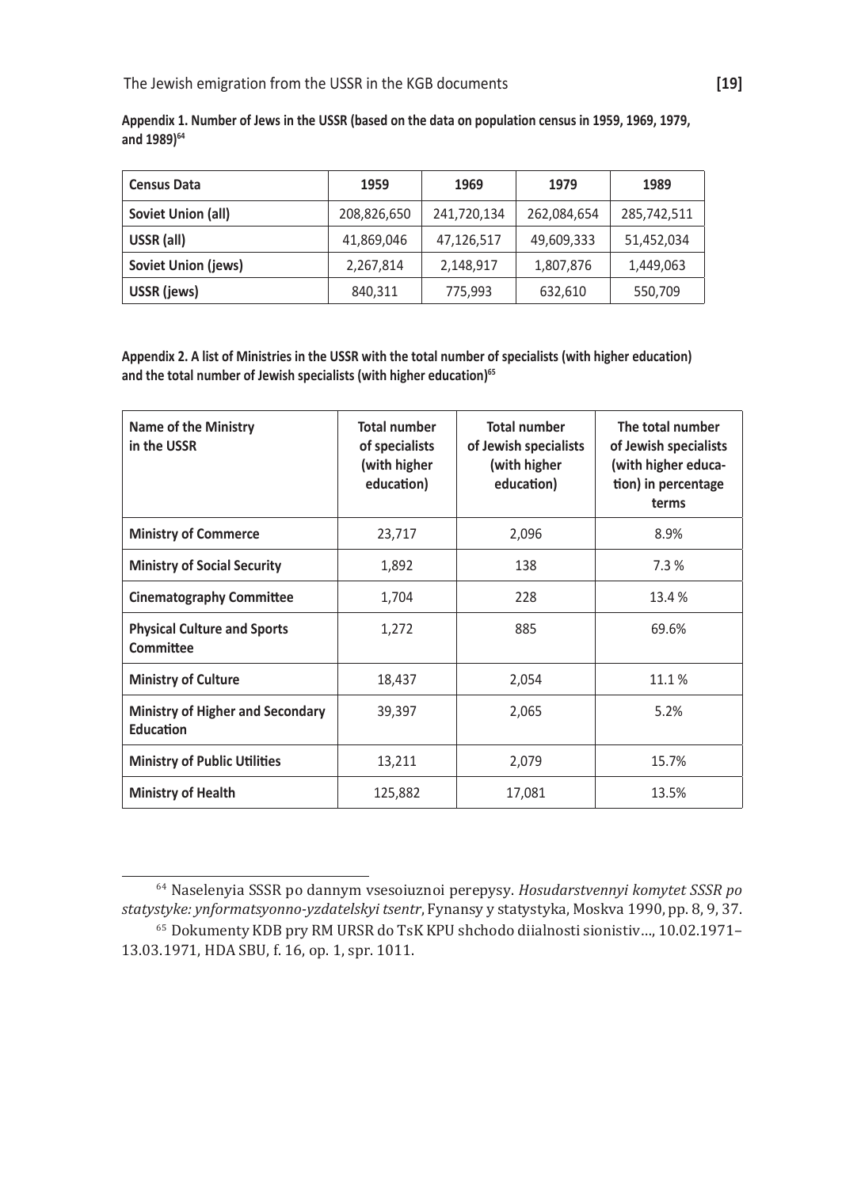**Appendix 1. Number of Jews in the USSR (based on the data on population census in 1959, 1969, 1979, and 1989)**[64]

| Census Data | 1959 | 1969 | 1979 | 1989 |
|---|---|---|---|---|
| **Soviet Union (all)** | 208,826,650 | 241,720,134 | 262,084,654 | 285,742,511 |
| **USSR (all)** | 41,869,046 | 47,126,517 | 49,609,333 | 51,452,034 |
| **Soviet Union (jews)** | 2,267,814 | 2,148,917 | 1,807,876 | 1,449,063 |
| **USSR (jews)** | 840,311 | 775,993 | 632,610 | 550,709 |

**Appendix 2. A list of Ministries in the USSR with the total number of specialists (with higher education) and the total number of Jewish specialists (with higher education)**[65]

| Name of the Ministry in the USSR | Total number of specialists (with higher education) | Total number of Jewish specialists (with higher education) | The total number of Jewish specialists (with higher education) in percentage terms |
|---|---|---|---|
| **Ministry of Commerce** | 23,717 | 2,096 | 8.9% |
| **Ministry of Social Security** | 1,892 | 138 | 7.3 % |
| **Cinematography Committee** | 1,704 | 228 | 13.4 % |
| **Physical Culture and Sports Committee** | 1,272 | 885 | 69.6% |
| **Ministry of Culture** | 18,437 | 2,054 | 11.1 % |
| **Ministry of Higher and Secondary Education** | 39,397 | 2,065 | 5.2% |
| **Ministry of Public Utilities** | 13,211 | 2,079 | 15.7% |
| **Ministry of Health** | 125,882 | 17,081 | 13.5% |

[64] Naselenyia SSSR po dannym vsesoiuznoi perepysy. *Hosudarstvennyi komytet SSSR po statystyke: ynformatsyonno-yzdatelskyi tsentr*, Fynansy y statystyka, Moskva 1990, pp. 8, 9, 37.

[65] Dokumenty KDB pry RM URSR do TsK KPU shchodo diialnosti sionistiv..., 10.02.1971–13.03.1971, HDA SBU, f. 16, op. 1, spr. 1011.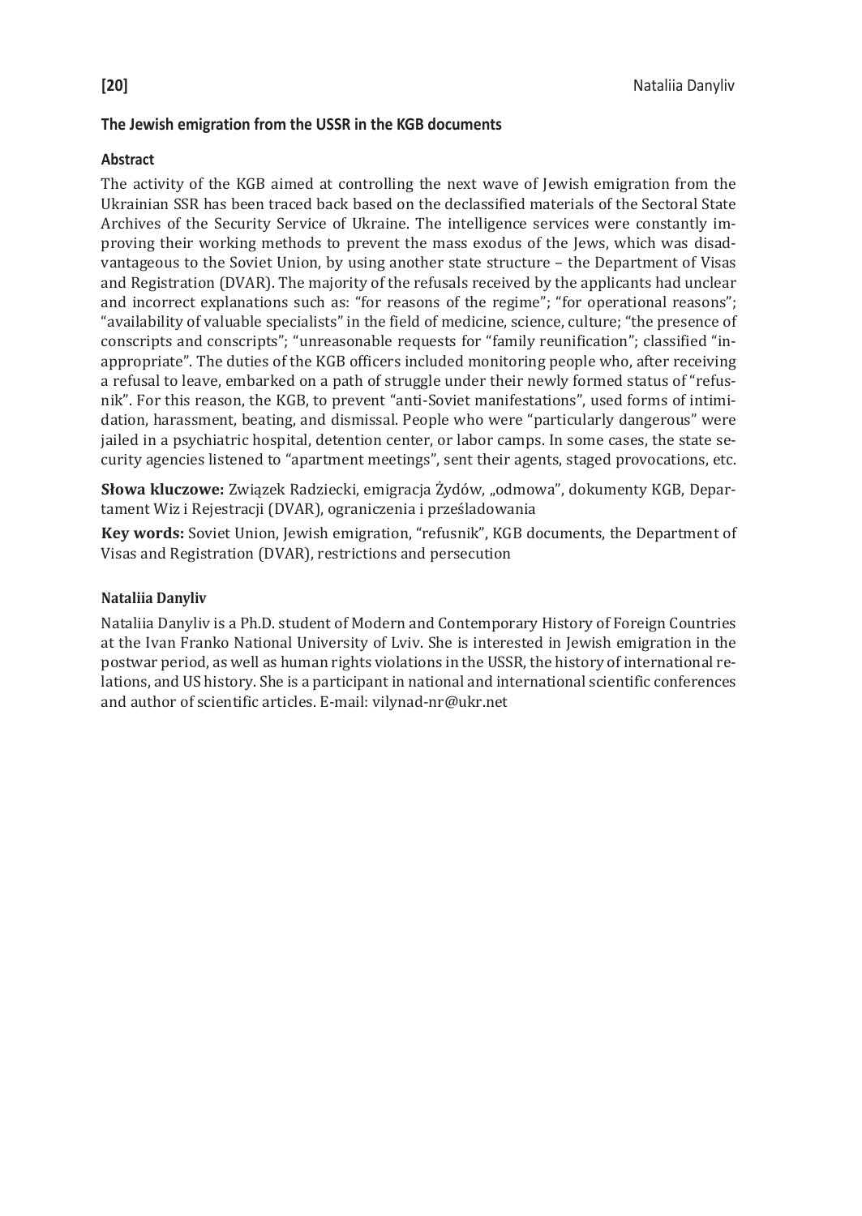## The Jewish emigration from the USSR in the KGB documents

### Abstract

The activity of the KGB aimed at controlling the next wave of Jewish emigration from the Ukrainian SSR has been traced back based on the declassified materials of the Sectoral State Archives of the Security Service of Ukraine. The intelligence services were constantly improving their working methods to prevent the mass exodus of the Jews, which was disadvantageous to the Soviet Union, by using another state structure – the Department of Visas and Registration (DVAR). The majority of the refusals received by the applicants had unclear and incorrect explanations such as: "for reasons of the regime"; "for operational reasons"; "availability of valuable specialists" in the field of medicine, science, culture; "the presence of conscripts and conscripts"; "unreasonable requests for "family reunification"; classified "inappropriate". The duties of the KGB officers included monitoring people who, after receiving a refusal to leave, embarked on a path of struggle under their newly formed status of "refusnik". For this reason, the KGB, to prevent "anti-Soviet manifestations", used forms of intimidation, harassment, beating, and dismissal. People who were "particularly dangerous" were jailed in a psychiatric hospital, detention center, or labor camps. In some cases, the state security agencies listened to "apartment meetings", sent their agents, staged provocations, etc.

**Słowa kluczowe:** Związek Radziecki, emigracja Żydów, „odmowa", dokumenty KGB, Departament Wiz i Rejestracji (DVAR), ograniczenia i prześladowania

**Key words:** Soviet Union, Jewish emigration, "refusnik", KGB documents, the Department of Visas and Registration (DVAR), restrictions and persecution

### Nataliia Danyliv

Nataliia Danyliv is a Ph.D. student of Modern and Contemporary History of Foreign Countries at the Ivan Franko National University of Lviv. She is interested in Jewish emigration in the postwar period, as well as human rights violations in the USSR, the history of international relations, and US history. She is a participant in national and international scientific conferences and author of scientific articles. E-mail: vilynad-nr@ukr.net